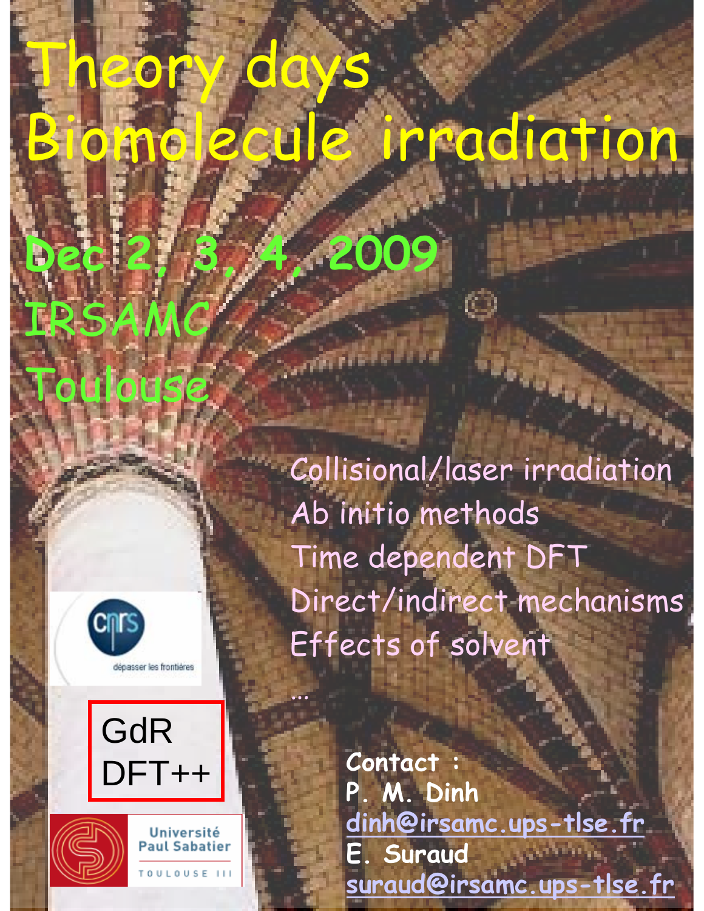# Theory days Biomolecule irradiation

## Dec 2, 3, 4, 2009
## IRSAMC
## Toulouse

Collisional/laser irradiation
Ab initio methods
Time dependent DFT
Direct/indirect mechanisms
Effects of solvent
...

cnrs
dépasser les frontières

GdR
DFT++

Université Paul Sabatier
TOULOUSE III

**Contact :**
**P. M. Dinh**
dinh@irsamc.ups-tlse.fr
**E. Suraud**
suraud@irsamc.ups-tlse.fr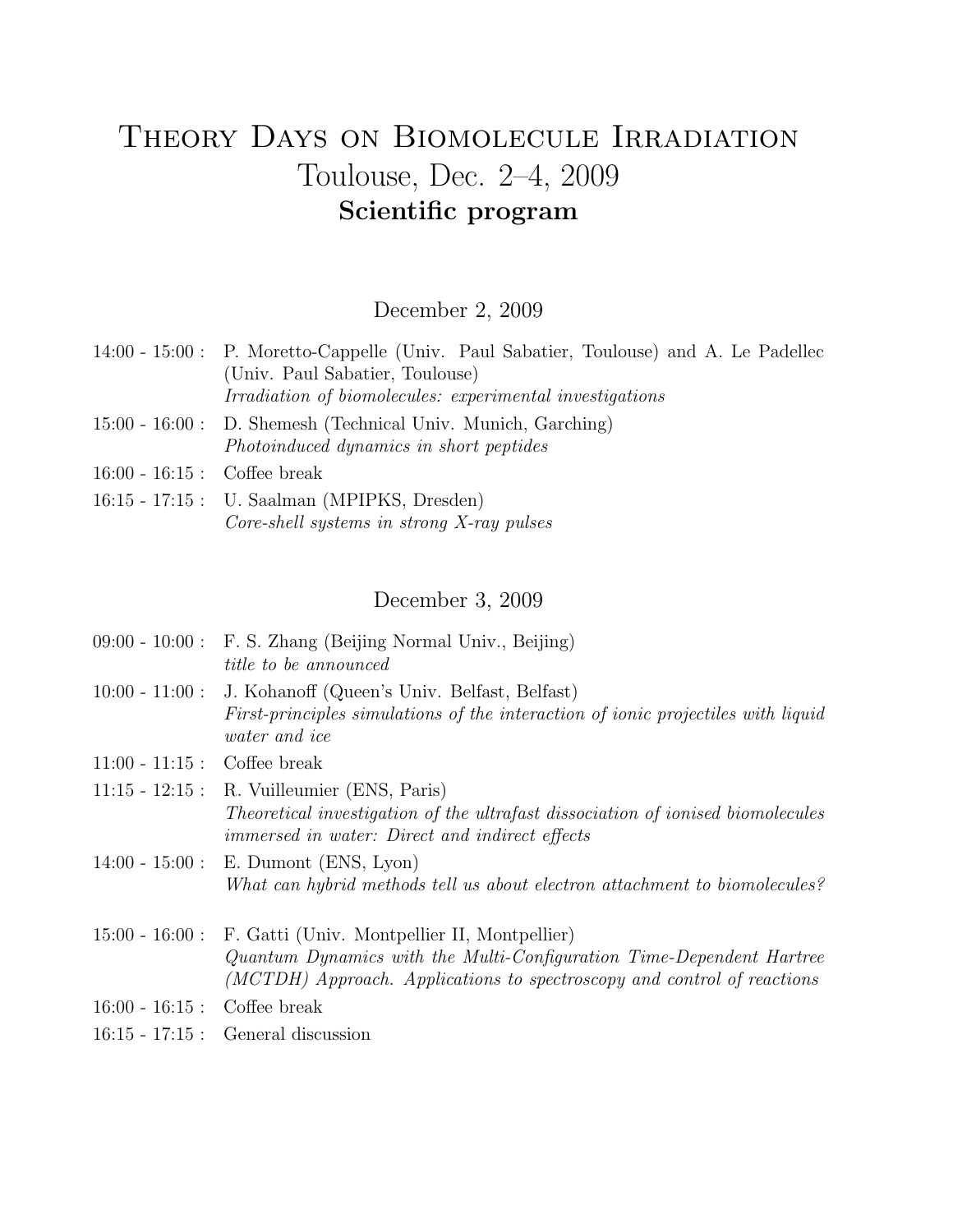# Theory Days on Biomolecule Irradiation

## Toulouse, Dec. 2–4, 2009

### Scientific program

#### December 2, 2009

14:00 - 15:00 : P. Moretto-Cappelle (Univ. Paul Sabatier, Toulouse) and A. Le Padellec (Univ. Paul Sabatier, Toulouse)
*Irradiation of biomolecules: experimental investigations*

15:00 - 16:00 : D. Shemesh (Technical Univ. Munich, Garching)
*Photoinduced dynamics in short peptides*

16:00 - 16:15 : Coffee break

16:15 - 17:15 : U. Saalman (MPIPKS, Dresden)
*Core-shell systems in strong X-ray pulses*

#### December 3, 2009

09:00 - 10:00 : F. S. Zhang (Beijing Normal Univ., Beijing)
*title to be announced*

10:00 - 11:00 : J. Kohanoff (Queen's Univ. Belfast, Belfast)
*First-principles simulations of the interaction of ionic projectiles with liquid water and ice*

11:00 - 11:15 : Coffee break

11:15 - 12:15 : R. Vuilleumier (ENS, Paris)
*Theoretical investigation of the ultrafast dissociation of ionised biomolecules immersed in water: Direct and indirect effects*

14:00 - 15:00 : E. Dumont (ENS, Lyon)
*What can hybrid methods tell us about electron attachment to biomolecules?*

15:00 - 16:00 : F. Gatti (Univ. Montpellier II, Montpellier)
*Quantum Dynamics with the Multi-Configuration Time-Dependent Hartree (MCTDH) Approach. Applications to spectroscopy and control of reactions*

16:00 - 16:15 : Coffee break

16:15 - 17:15 : General discussion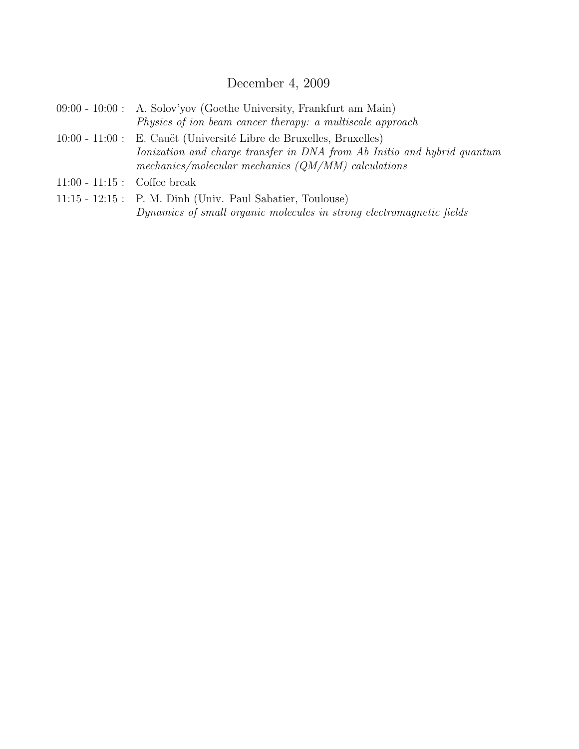## December 4, 2009

09:00 - 10:00 : A. Solov'yov (Goethe University, Frankfurt am Main)
*Physics of ion beam cancer therapy: a multiscale approach*

10:00 - 11:00 : E. Cauët (Université Libre de Bruxelles, Bruxelles)
*Ionization and charge transfer in DNA from Ab Initio and hybrid quantum mechanics/molecular mechanics (QM/MM) calculations*

11:00 - 11:15 : Coffee break

11:15 - 12:15 : P. M. Dinh (Univ. Paul Sabatier, Toulouse)
*Dynamics of small organic molecules in strong electromagnetic fields*